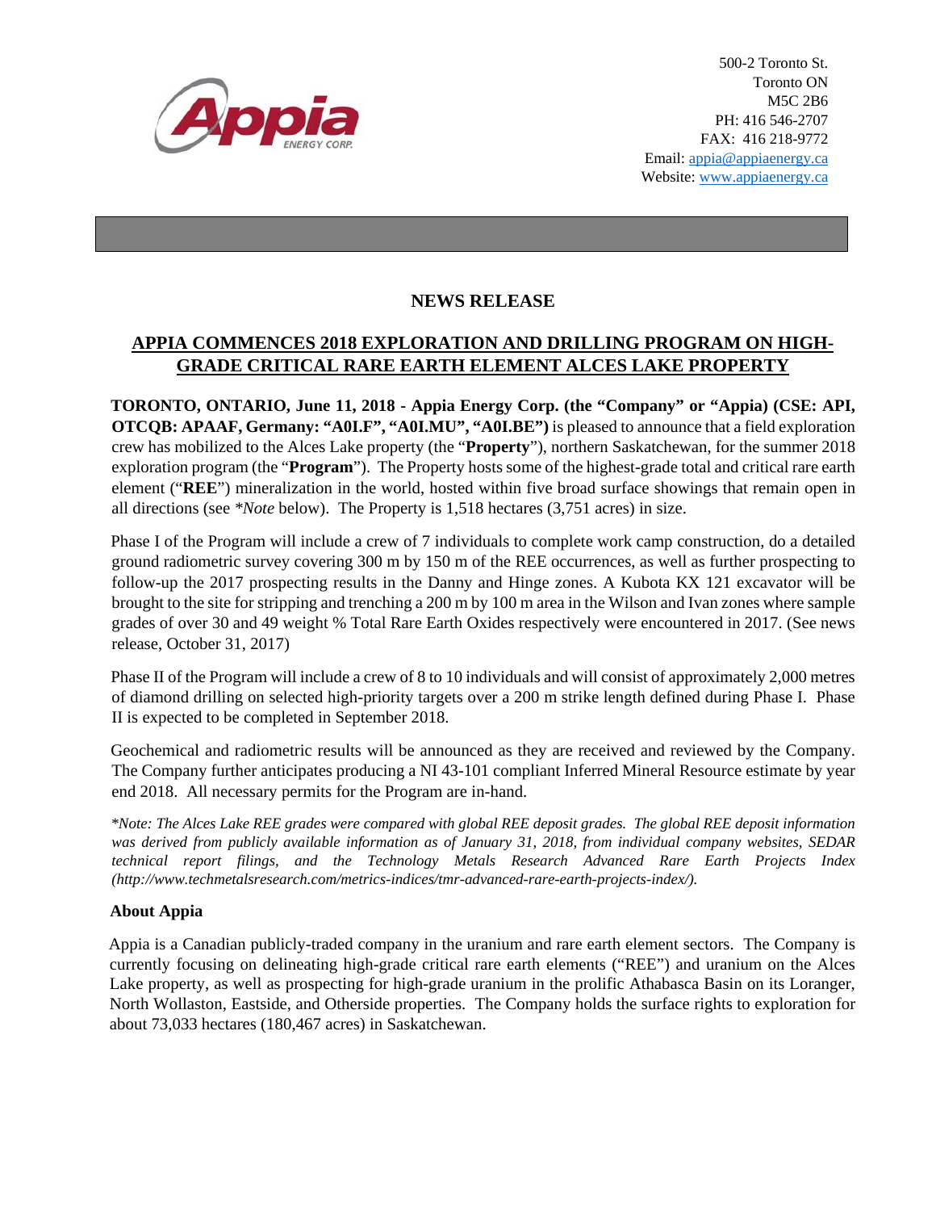500-2 Toronto St.
Toronto ON
M5C 2B6
PH: 416 546-2707
FAX: 416 218-9772
Email: appia@appiaenergy.ca
Website: www.appiaenergy.ca

## NEWS RELEASE

## APPIA COMMENCES 2018 EXPLORATION AND DRILLING PROGRAM ON HIGH-GRADE CRITICAL RARE EARTH ELEMENT ALCES LAKE PROPERTY

**TORONTO, ONTARIO, June 11, 2018 - Appia Energy Corp. (the "Company" or "Appia) (CSE: API, OTCQB: APAAF, Germany: "A0I.F", "A0I.MU", "A0I.BE")** is pleased to announce that a field exploration crew has mobilized to the Alces Lake property (the "**Property**"), northern Saskatchewan, for the summer 2018 exploration program (the "**Program**"). The Property hosts some of the highest-grade total and critical rare earth element ("**REE**") mineralization in the world, hosted within five broad surface showings that remain open in all directions (see *\*Note* below). The Property is 1,518 hectares (3,751 acres) in size.

Phase I of the Program will include a crew of 7 individuals to complete work camp construction, do a detailed ground radiometric survey covering 300 m by 150 m of the REE occurrences, as well as further prospecting to follow-up the 2017 prospecting results in the Danny and Hinge zones. A Kubota KX 121 excavator will be brought to the site for stripping and trenching a 200 m by 100 m area in the Wilson and Ivan zones where sample grades of over 30 and 49 weight % Total Rare Earth Oxides respectively were encountered in 2017. (See news release, October 31, 2017)

Phase II of the Program will include a crew of 8 to 10 individuals and will consist of approximately 2,000 metres of diamond drilling on selected high-priority targets over a 200 m strike length defined during Phase I. Phase II is expected to be completed in September 2018.

Geochemical and radiometric results will be announced as they are received and reviewed by the Company. The Company further anticipates producing a NI 43-101 compliant Inferred Mineral Resource estimate by year end 2018. All necessary permits for the Program are in-hand.

*\*Note: The Alces Lake REE grades were compared with global REE deposit grades. The global REE deposit information was derived from publicly available information as of January 31, 2018, from individual company websites, SEDAR technical report filings, and the Technology Metals Research Advanced Rare Earth Projects Index (http://www.techmetalsresearch.com/metrics-indices/tmr-advanced-rare-earth-projects-index/).*

### About Appia

Appia is a Canadian publicly-traded company in the uranium and rare earth element sectors. The Company is currently focusing on delineating high-grade critical rare earth elements ("REE") and uranium on the Alces Lake property, as well as prospecting for high-grade uranium in the prolific Athabasca Basin on its Loranger, North Wollaston, Eastside, and Otherside properties. The Company holds the surface rights to exploration for about 73,033 hectares (180,467 acres) in Saskatchewan.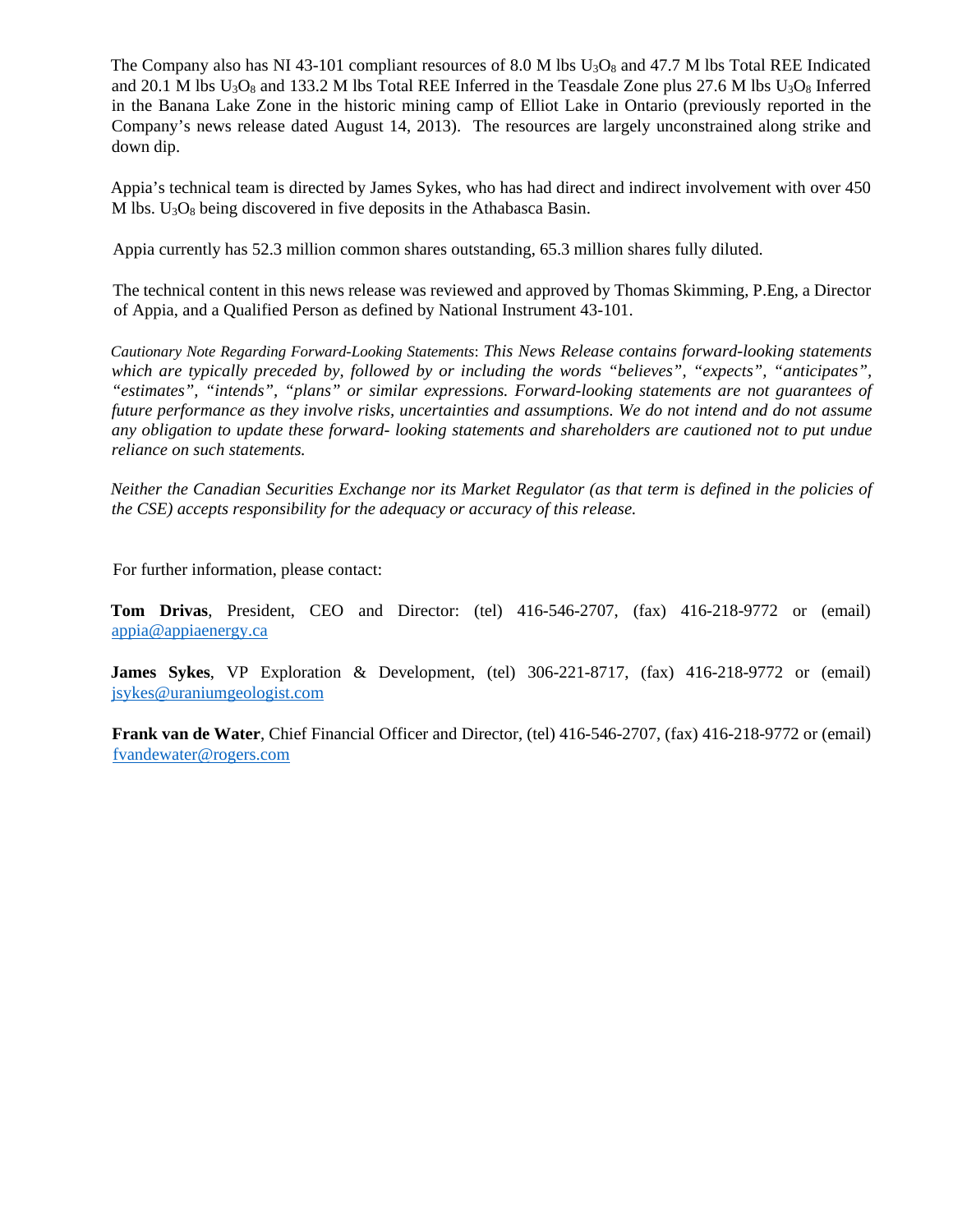The Company also has NI 43-101 compliant resources of 8.0 M lbs $U_3O_8$ and 47.7 M lbs Total REE Indicated and 20.1 M lbs $U_3O_8$ and 133.2 M lbs Total REE Inferred in the Teasdale Zone plus 27.6 M lbs $U_3O_8$ Inferred in the Banana Lake Zone in the historic mining camp of Elliot Lake in Ontario (previously reported in the Company's news release dated August 14, 2013). The resources are largely unconstrained along strike and down dip.

Appia's technical team is directed by James Sykes, who has had direct and indirect involvement with over 450 M lbs. $U_3O_8$ being discovered in five deposits in the Athabasca Basin.

Appia currently has 52.3 million common shares outstanding, 65.3 million shares fully diluted.

The technical content in this news release was reviewed and approved by Thomas Skimming, P.Eng, a Director of Appia, and a Qualified Person as defined by National Instrument 43-101.

*Cautionary Note Regarding Forward-Looking Statements*: *This News Release contains forward-looking statements which are typically preceded by, followed by or including the words "believes", "expects", "anticipates", "estimates", "intends", "plans" or similar expressions. Forward-looking statements are not guarantees of future performance as they involve risks, uncertainties and assumptions. We do not intend and do not assume any obligation to update these forward- looking statements and shareholders are cautioned not to put undue reliance on such statements.*

*Neither the Canadian Securities Exchange nor its Market Regulator (as that term is defined in the policies of the CSE) accepts responsibility for the adequacy or accuracy of this release.*

For further information, please contact:

**Tom Drivas**, President, CEO and Director: (tel) 416-546-2707, (fax) 416-218-9772 or (email) appia@appiaenergy.ca

**James Sykes**, VP Exploration & Development, (tel) 306-221-8717, (fax) 416-218-9772 or (email) jsykes@uraniumgeologist.com

**Frank van de Water**, Chief Financial Officer and Director, (tel) 416-546-2707, (fax) 416-218-9772 or (email) fvandewater@rogers.com